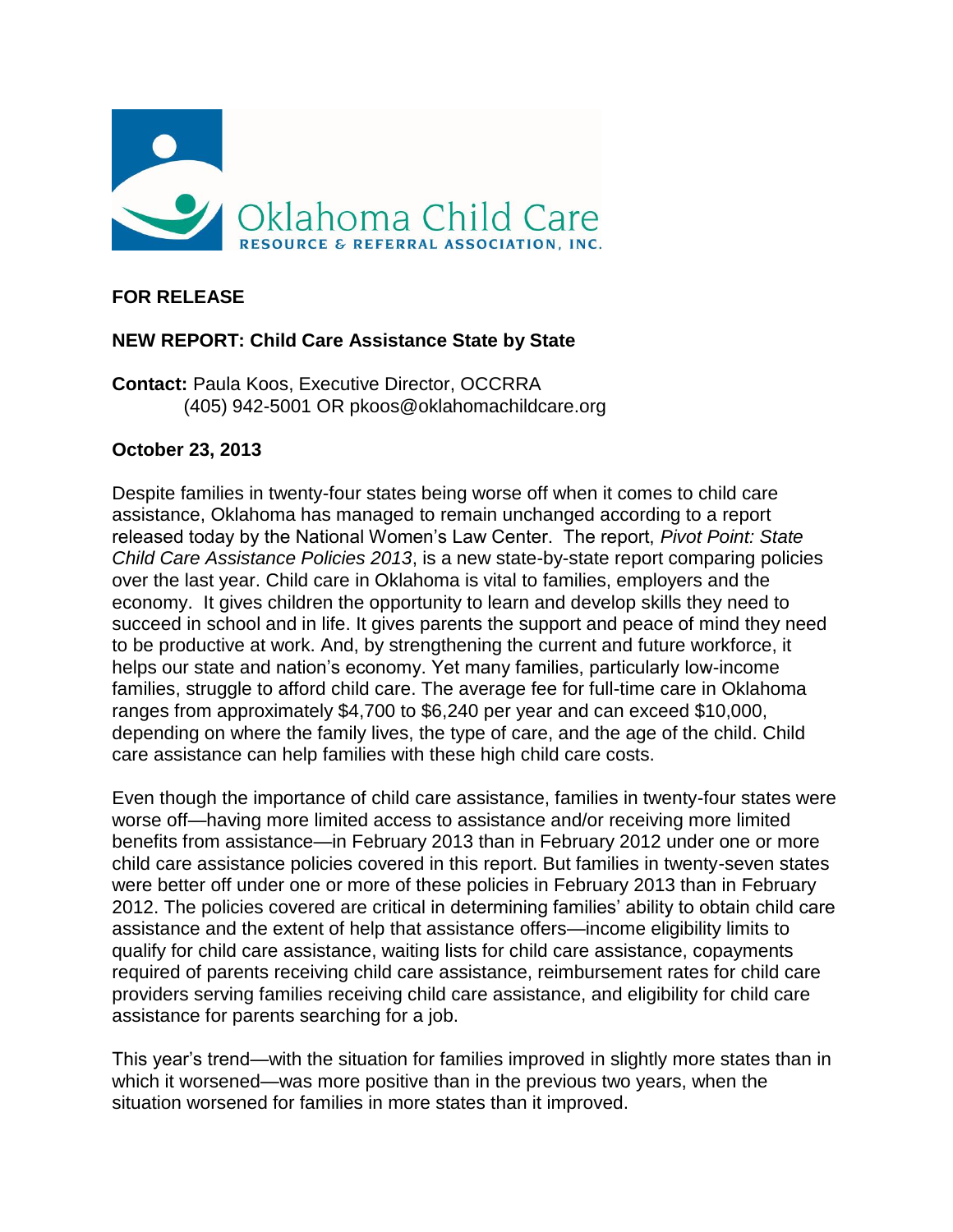Oklahoma Child Care
RESOURCE & REFERRAL ASSOCIATION, INC.

**FOR RELEASE**

**NEW REPORT: Child Care Assistance State by State**

**Contact:** Paula Koos, Executive Director, OCCRRA
(405) 942-5001 OR pkoos@oklahomachildcare.org

**October 23, 2013**

Despite families in twenty-four states being worse off when it comes to child care assistance, Oklahoma has managed to remain unchanged according to a report released today by the National Women's Law Center. The report, *Pivot Point: State Child Care Assistance Policies 2013*, is a new state-by-state report comparing policies over the last year. Child care in Oklahoma is vital to families, employers and the economy. It gives children the opportunity to learn and develop skills they need to succeed in school and in life. It gives parents the support and peace of mind they need to be productive at work. And, by strengthening the current and future workforce, it helps our state and nation's economy. Yet many families, particularly low-income families, struggle to afford child care. The average fee for full-time care in Oklahoma ranges from approximately $4,700 to $6,240 per year and can exceed $10,000, depending on where the family lives, the type of care, and the age of the child. Child care assistance can help families with these high child care costs.

Even though the importance of child care assistance, families in twenty-four states were worse off—having more limited access to assistance and/or receiving more limited benefits from assistance—in February 2013 than in February 2012 under one or more child care assistance policies covered in this report. But families in twenty-seven states were better off under one or more of these policies in February 2013 than in February 2012. The policies covered are critical in determining families' ability to obtain child care assistance and the extent of help that assistance offers—income eligibility limits to qualify for child care assistance, waiting lists for child care assistance, copayments required of parents receiving child care assistance, reimbursement rates for child care providers serving families receiving child care assistance, and eligibility for child care assistance for parents searching for a job.

This year's trend—with the situation for families improved in slightly more states than in which it worsened—was more positive than in the previous two years, when the situation worsened for families in more states than it improved.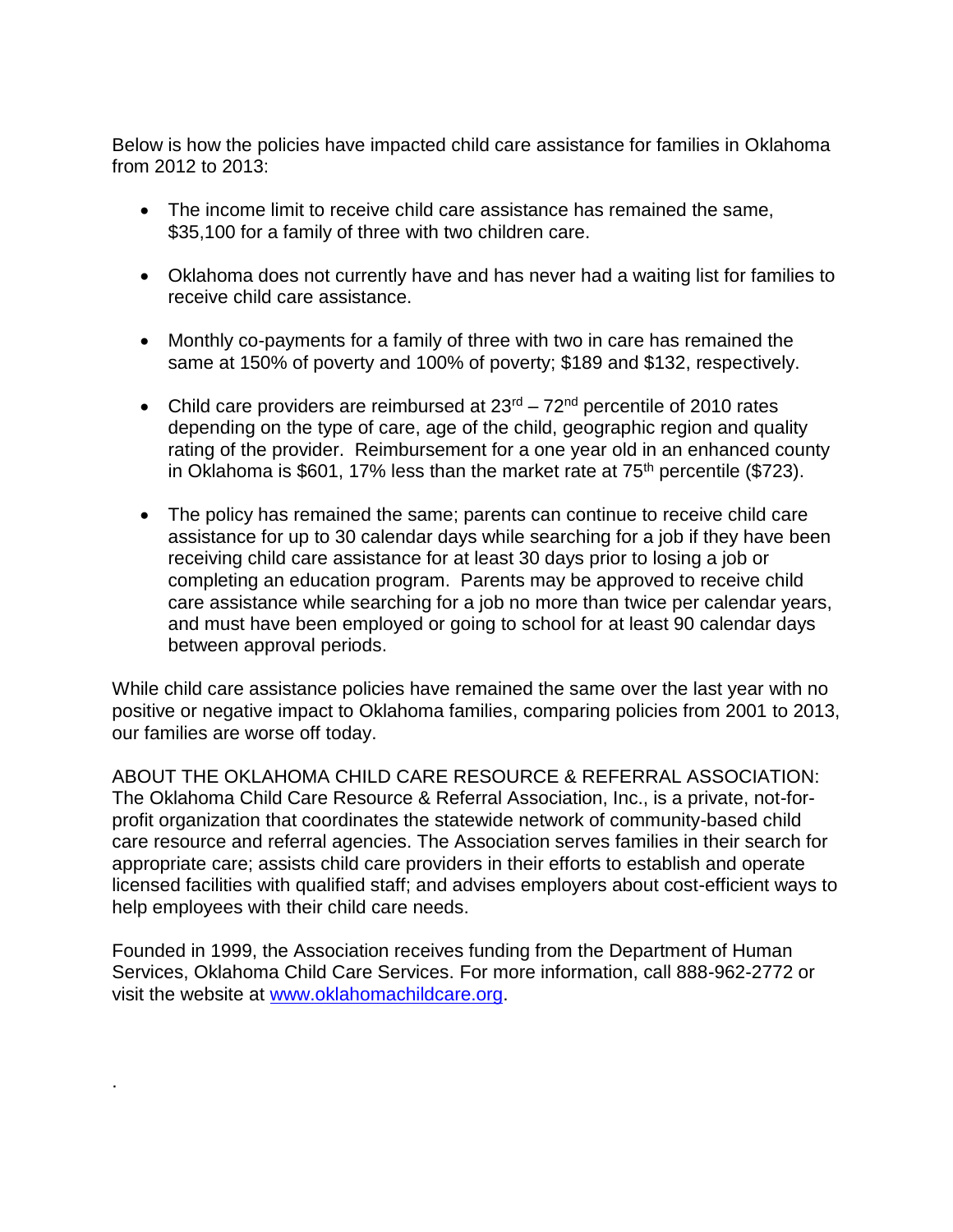Below is how the policies have impacted child care assistance for families in Oklahoma from 2012 to 2013:

- The income limit to receive child care assistance has remained the same, $35,100 for a family of three with two children care.
- Oklahoma does not currently have and has never had a waiting list for families to receive child care assistance.
- Monthly co-payments for a family of three with two in care has remained the same at 150% of poverty and 100% of poverty; $189 and $132, respectively.
- Child care providers are reimbursed at 23rd – 72nd percentile of 2010 rates depending on the type of care, age of the child, geographic region and quality rating of the provider. Reimbursement for a one year old in an enhanced county in Oklahoma is $601, 17% less than the market rate at 75th percentile ($723).
- The policy has remained the same; parents can continue to receive child care assistance for up to 30 calendar days while searching for a job if they have been receiving child care assistance for at least 30 days prior to losing a job or completing an education program. Parents may be approved to receive child care assistance while searching for a job no more than twice per calendar years, and must have been employed or going to school for at least 90 calendar days between approval periods.

While child care assistance policies have remained the same over the last year with no positive or negative impact to Oklahoma families, comparing policies from 2001 to 2013, our families are worse off today.

ABOUT THE OKLAHOMA CHILD CARE RESOURCE & REFERRAL ASSOCIATION: The Oklahoma Child Care Resource & Referral Association, Inc., is a private, not-for-profit organization that coordinates the statewide network of community-based child care resource and referral agencies. The Association serves families in their search for appropriate care; assists child care providers in their efforts to establish and operate licensed facilities with qualified staff; and advises employers about cost-efficient ways to help employees with their child care needs.

Founded in 1999, the Association receives funding from the Department of Human Services, Oklahoma Child Care Services. For more information, call 888-962-2772 or visit the website at [www.oklahomachildcare.org](http://www.oklahomachildcare.org).

.